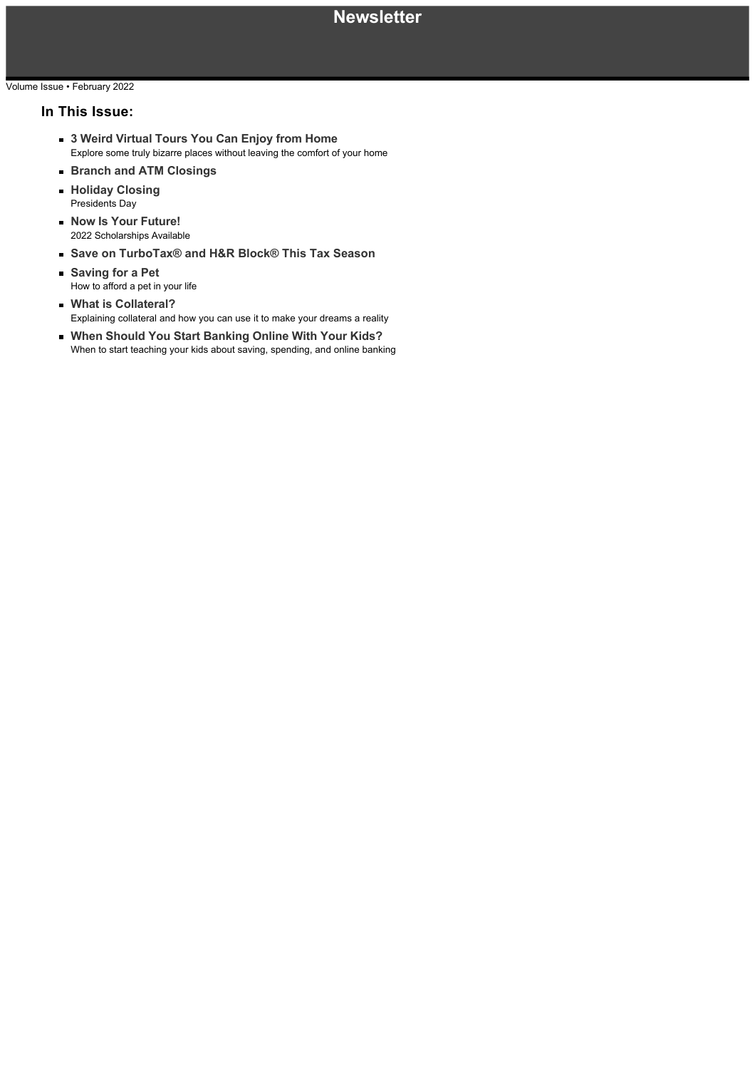# Newsletter

Volume Issue • February 2022

## In This Issue:

- **3 Weird Virtual Tours You Can Enjoy from Home**
  Explore some truly bizarre places without leaving the comfort of your home
- **Branch and ATM Closings**
- **Holiday Closing**
  Presidents Day
- **Now Is Your Future!**
  2022 Scholarships Available
- **Save on TurboTax® and H&R Block® This Tax Season**
- **Saving for a Pet**
  How to afford a pet in your life
- **What is Collateral?**
  Explaining collateral and how you can use it to make your dreams a reality
- **When Should You Start Banking Online With Your Kids?**
  When to start teaching your kids about saving, spending, and online banking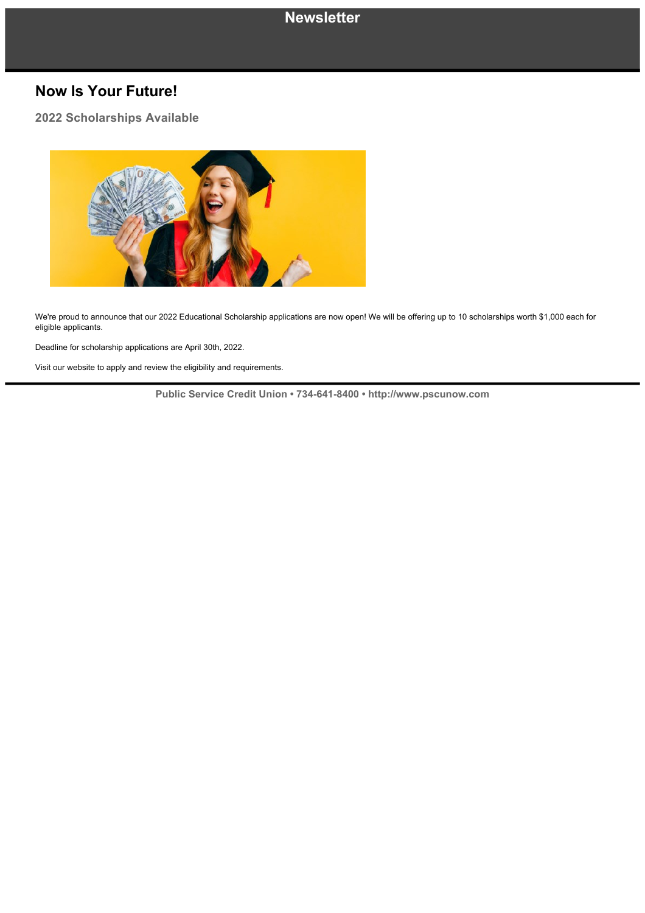# Newsletter

## Now Is Your Future!

### 2022 Scholarships Available

We're proud to announce that our 2022 Educational Scholarship applications are now open! We will be offering up to 10 scholarships worth $1,000 each for eligible applicants.

Deadline for scholarship applications are April 30th, 2022.

Visit our website to apply and review the eligibility and requirements.

**Public Service Credit Union • 734-641-8400 • http://www.pscunow.com**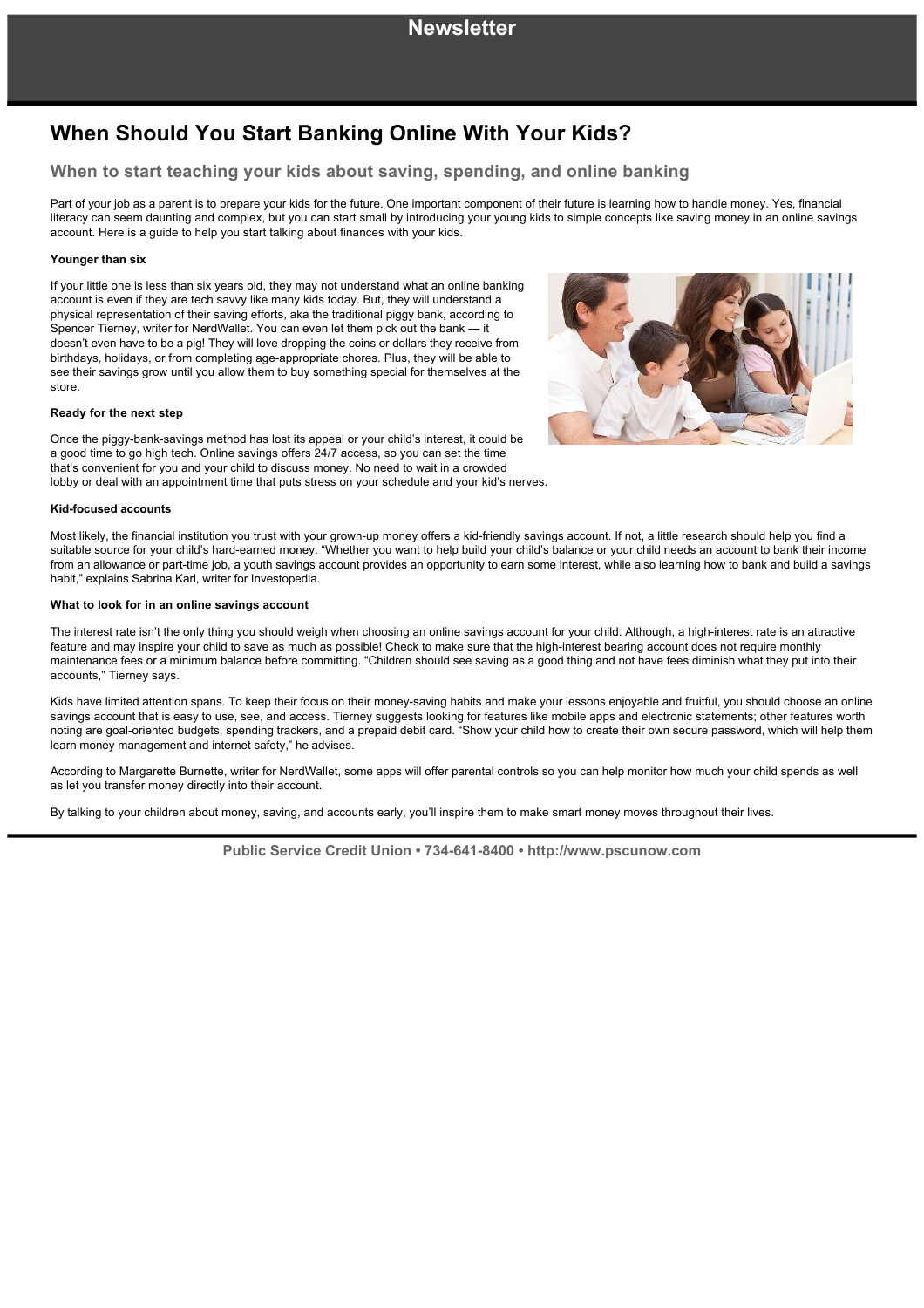# When Should You Start Banking Online With Your Kids?

## When to start teaching your kids about saving, spending, and online banking

Part of your job as a parent is to prepare your kids for the future. One important component of their future is learning how to handle money. Yes, financial literacy can seem daunting and complex, but you can start small by introducing your young kids to simple concepts like saving money in an online savings account. Here is a guide to help you start talking about finances with your kids.

**Younger than six**

If your little one is less than six years old, they may not understand what an online banking account is even if they are tech savvy like many kids today. But, they will understand a physical representation of their saving efforts, aka the traditional piggy bank, according to Spencer Tierney, writer for NerdWallet. You can even let them pick out the bank — it doesn't even have to be a pig! They will love dropping the coins or dollars they receive from birthdays, holidays, or from completing age-appropriate chores. Plus, they will be able to see their savings grow until you allow them to buy something special for themselves at the store.

**Ready for the next step**

Once the piggy-bank-savings method has lost its appeal or your child's interest, it could be a good time to go high tech. Online savings offers 24/7 access, so you can set the time that's convenient for you and your child to discuss money. No need to wait in a crowded lobby or deal with an appointment time that puts stress on your schedule and your kid's nerves.

**Kid-focused accounts**

Most likely, the financial institution you trust with your grown-up money offers a kid-friendly savings account. If not, a little research should help you find a suitable source for your child's hard-earned money. "Whether you want to help build your child's balance or your child needs an account to bank their income from an allowance or part-time job, a youth savings account provides an opportunity to earn some interest, while also learning how to bank and build a savings habit," explains Sabrina Karl, writer for Investopedia.

**What to look for in an online savings account**

The interest rate isn't the only thing you should weigh when choosing an online savings account for your child. Although, a high-interest rate is an attractive feature and may inspire your child to save as much as possible! Check to make sure that the high-interest bearing account does not require monthly maintenance fees or a minimum balance before committing. "Children should see saving as a good thing and not have fees diminish what they put into their accounts," Tierney says.

Kids have limited attention spans. To keep their focus on their money-saving habits and make your lessons enjoyable and fruitful, you should choose an online savings account that is easy to use, see, and access. Tierney suggests looking for features like mobile apps and electronic statements; other features worth noting are goal-oriented budgets, spending trackers, and a prepaid debit card. "Show your child how to create their own secure password, which will help them learn money management and internet safety," he advises.

According to Margarette Burnette, writer for NerdWallet, some apps will offer parental controls so you can help monitor how much your child spends as well as let you transfer money directly into their account.

By talking to your children about money, saving, and accounts early, you'll inspire them to make smart money moves throughout their lives.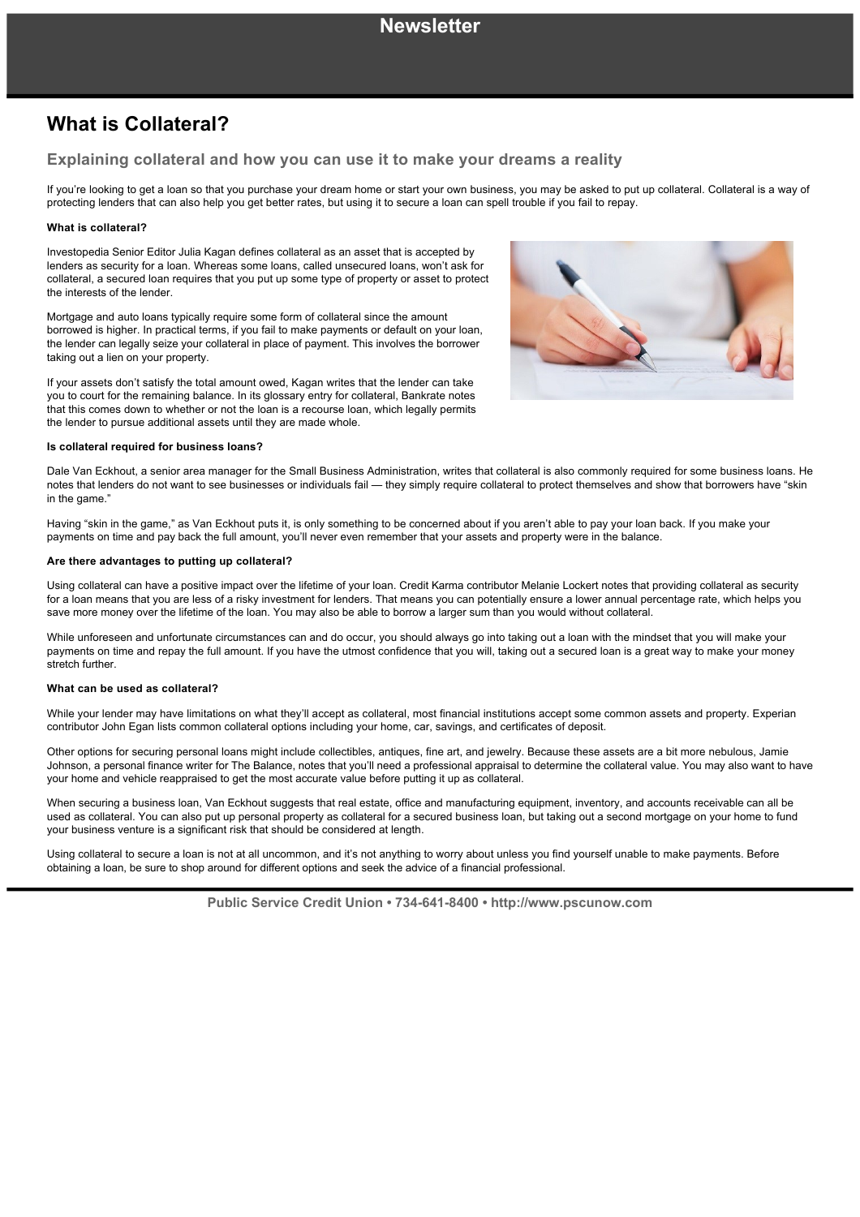# What is Collateral?

## Explaining collateral and how you can use it to make your dreams a reality

If you're looking to get a loan so that you purchase your dream home or start your own business, you may be asked to put up collateral. Collateral is a way of protecting lenders that can also help you get better rates, but using it to secure a loan can spell trouble if you fail to repay.

**What is collateral?**

Investopedia Senior Editor Julia Kagan defines collateral as an asset that is accepted by lenders as security for a loan. Whereas some loans, called unsecured loans, won't ask for collateral, a secured loan requires that you put up some type of property or asset to protect the interests of the lender.

Mortgage and auto loans typically require some form of collateral since the amount borrowed is higher. In practical terms, if you fail to make payments or default on your loan, the lender can legally seize your collateral in place of payment. This involves the borrower taking out a lien on your property.

If your assets don't satisfy the total amount owed, Kagan writes that the lender can take you to court for the remaining balance. In its glossary entry for collateral, Bankrate notes that this comes down to whether or not the loan is a recourse loan, which legally permits the lender to pursue additional assets until they are made whole.

**Is collateral required for business loans?**

Dale Van Eckhout, a senior area manager for the Small Business Administration, writes that collateral is also commonly required for some business loans. He notes that lenders do not want to see businesses or individuals fail — they simply require collateral to protect themselves and show that borrowers have "skin in the game."

Having "skin in the game," as Van Eckhout puts it, is only something to be concerned about if you aren't able to pay your loan back. If you make your payments on time and pay back the full amount, you'll never even remember that your assets and property were in the balance.

**Are there advantages to putting up collateral?**

Using collateral can have a positive impact over the lifetime of your loan. Credit Karma contributor Melanie Lockert notes that providing collateral as security for a loan means that you are less of a risky investment for lenders. That means you can potentially ensure a lower annual percentage rate, which helps you save more money over the lifetime of the loan. You may also be able to borrow a larger sum than you would without collateral.

While unforeseen and unfortunate circumstances can and do occur, you should always go into taking out a loan with the mindset that you will make your payments on time and repay the full amount. If you have the utmost confidence that you will, taking out a secured loan is a great way to make your money stretch further.

**What can be used as collateral?**

While your lender may have limitations on what they'll accept as collateral, most financial institutions accept some common assets and property. Experian contributor John Egan lists common collateral options including your home, car, savings, and certificates of deposit.

Other options for securing personal loans might include collectibles, antiques, fine art, and jewelry. Because these assets are a bit more nebulous, Jamie Johnson, a personal finance writer for The Balance, notes that you'll need a professional appraisal to determine the collateral value. You may also want to have your home and vehicle reappraised to get the most accurate value before putting it up as collateral.

When securing a business loan, Van Eckhout suggests that real estate, office and manufacturing equipment, inventory, and accounts receivable can all be used as collateral. You can also put up personal property as collateral for a secured business loan, but taking out a second mortgage on your home to fund your business venture is a significant risk that should be considered at length.

Using collateral to secure a loan is not at all uncommon, and it's not anything to worry about unless you find yourself unable to make payments. Before obtaining a loan, be sure to shop around for different options and seek the advice of a financial professional.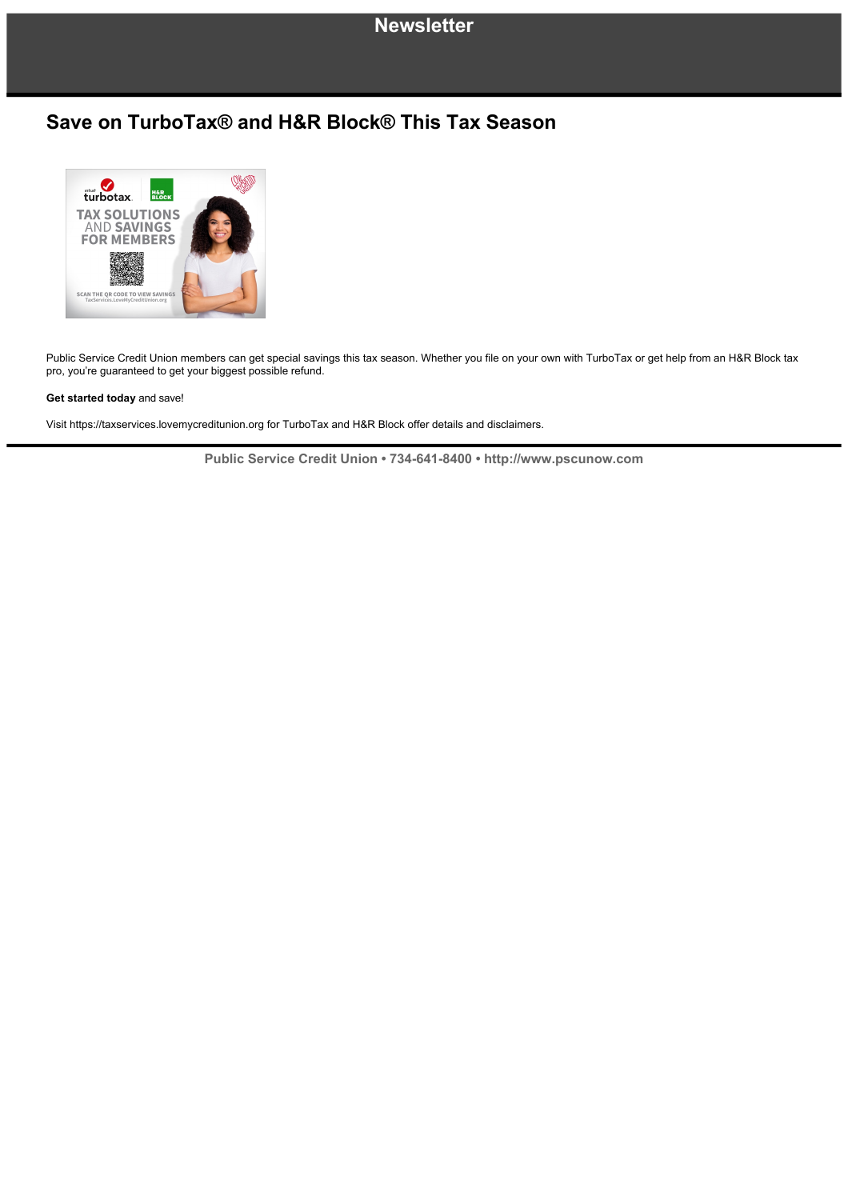# Newsletter

## Save on TurboTax® and H&R Block® This Tax Season

Public Service Credit Union members can get special savings this tax season. Whether you file on your own with TurboTax or get help from an H&R Block tax pro, you're guaranteed to get your biggest possible refund.

**Get started today** and save!

Visit https://taxservices.lovemycreditunion.org for TurboTax and H&R Block offer details and disclaimers.

**Public Service Credit Union • 734-641-8400 • http://www.pscunow.com**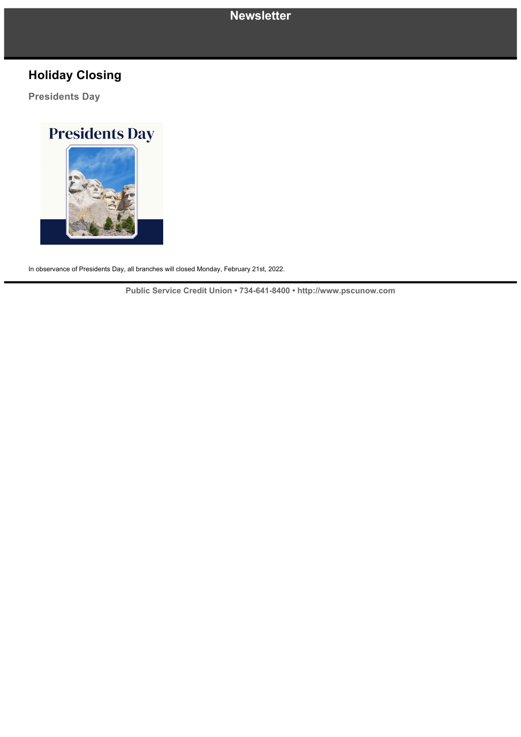# Newsletter

## Holiday Closing

### Presidents Day

In observance of Presidents Day, all branches will closed Monday, February 21st, 2022.

**Public Service Credit Union • 734-641-8400 • http://www.pscunow.com**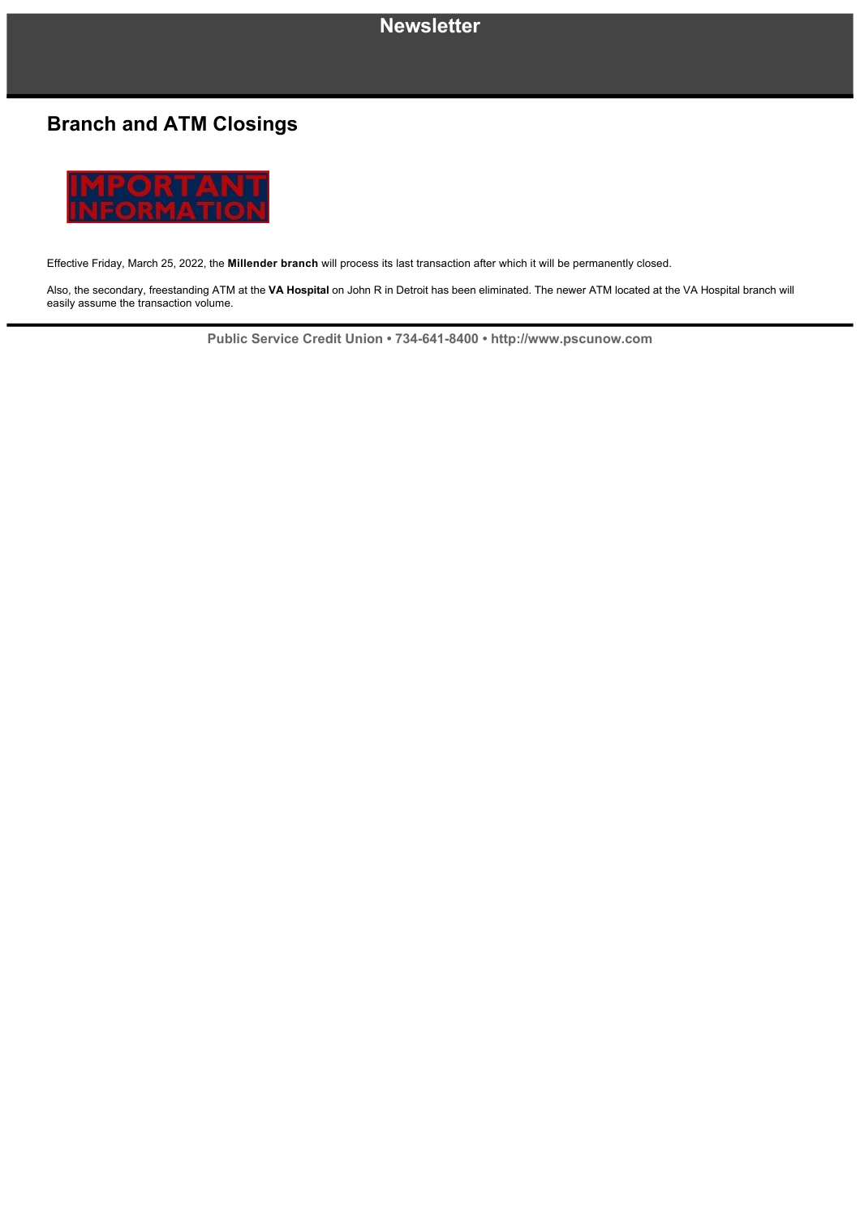## Branch and ATM Closings

Effective Friday, March 25, 2022, the **Millender branch** will process its last transaction after which it will be permanently closed.

Also, the secondary, freestanding ATM at the **VA Hospital** on John R in Detroit has been eliminated. The newer ATM located at the VA Hospital branch will easily assume the transaction volume.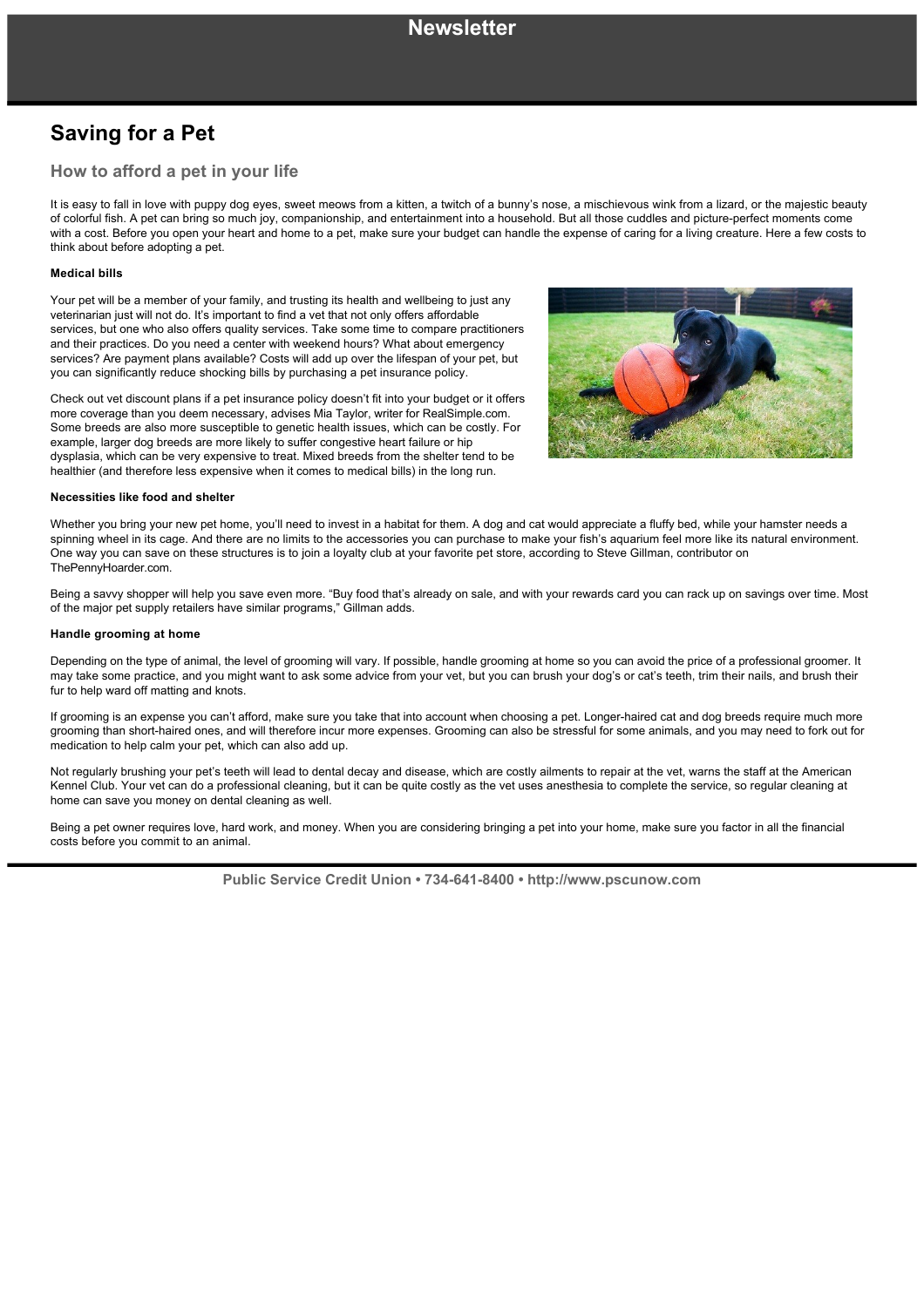# Newsletter

## Saving for a Pet

### How to afford a pet in your life

It is easy to fall in love with puppy dog eyes, sweet meows from a kitten, a twitch of a bunny's nose, a mischievous wink from a lizard, or the majestic beauty of colorful fish. A pet can bring so much joy, companionship, and entertainment into a household. But all those cuddles and picture-perfect moments come with a cost. Before you open your heart and home to a pet, make sure your budget can handle the expense of caring for a living creature. Here a few costs to think about before adopting a pet.

**Medical bills**

Your pet will be a member of your family, and trusting its health and wellbeing to just any veterinarian just will not do. It's important to find a vet that not only offers affordable services, but one who also offers quality services. Take some time to compare practitioners and their practices. Do you need a center with weekend hours? What about emergency services? Are payment plans available? Costs will add up over the lifespan of your pet, but you can significantly reduce shocking bills by purchasing a pet insurance policy.

Check out vet discount plans if a pet insurance policy doesn't fit into your budget or it offers more coverage than you deem necessary, advises Mia Taylor, writer for RealSimple.com. Some breeds are also more susceptible to genetic health issues, which can be costly. For example, larger dog breeds are more likely to suffer congestive heart failure or hip dysplasia, which can be very expensive to treat. Mixed breeds from the shelter tend to be healthier (and therefore less expensive when it comes to medical bills) in the long run.

**Necessities like food and shelter**

Whether you bring your new pet home, you'll need to invest in a habitat for them. A dog and cat would appreciate a fluffy bed, while your hamster needs a spinning wheel in its cage. And there are no limits to the accessories you can purchase to make your fish's aquarium feel more like its natural environment. One way you can save on these structures is to join a loyalty club at your favorite pet store, according to Steve Gillman, contributor on ThePennyHoarder.com.

Being a savvy shopper will help you save even more. "Buy food that's already on sale, and with your rewards card you can rack up on savings over time. Most of the major pet supply retailers have similar programs," Gillman adds.

**Handle grooming at home**

Depending on the type of animal, the level of grooming will vary. If possible, handle grooming at home so you can avoid the price of a professional groomer. It may take some practice, and you might want to ask some advice from your vet, but you can brush your dog's or cat's teeth, trim their nails, and brush their fur to help ward off matting and knots.

If grooming is an expense you can't afford, make sure you take that into account when choosing a pet. Longer-haired cat and dog breeds require much more grooming than short-haired ones, and will therefore incur more expenses. Grooming can also be stressful for some animals, and you may need to fork out for medication to help calm your pet, which can also add up.

Not regularly brushing your pet's teeth will lead to dental decay and disease, which are costly ailments to repair at the vet, warns the staff at the American Kennel Club. Your vet can do a professional cleaning, but it can be quite costly as the vet uses anesthesia to complete the service, so regular cleaning at home can save you money on dental cleaning as well.

Being a pet owner requires love, hard work, and money. When you are considering bringing a pet into your home, make sure you factor in all the financial costs before you commit to an animal.

Public Service Credit Union • 734-641-8400 • http://www.pscunow.com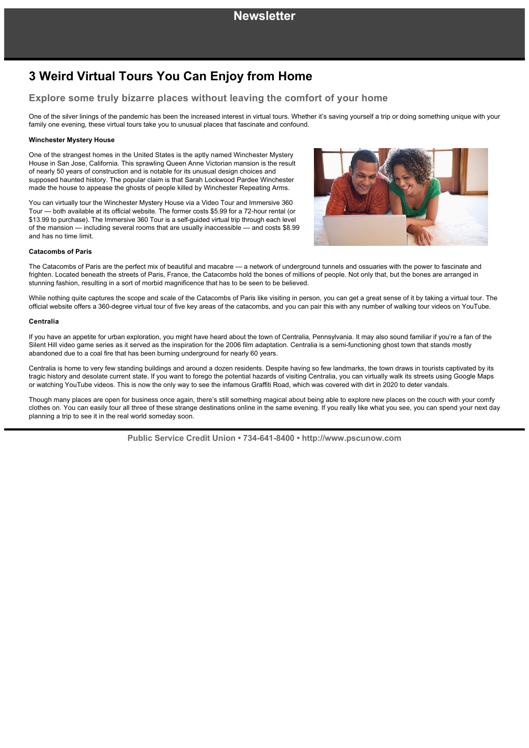# Newsletter

## 3 Weird Virtual Tours You Can Enjoy from Home

### Explore some truly bizarre places without leaving the comfort of your home

One of the silver linings of the pandemic has been the increased interest in virtual tours. Whether it's saving yourself a trip or doing something unique with your family one evening, these virtual tours take you to unusual places that fascinate and confound.

**Winchester Mystery House**

One of the strangest homes in the United States is the aptly named Winchester Mystery House in San Jose, California. This sprawling Queen Anne Victorian mansion is the result of nearly 50 years of construction and is notable for its unusual design choices and supposed haunted history. The popular claim is that Sarah Lockwood Pardee Winchester made the house to appease the ghosts of people killed by Winchester Repeating Arms.

You can virtually tour the Winchester Mystery House via a Video Tour and Immersive 360 Tour — both available at its official website. The former costs $5.99 for a 72-hour rental (or $13.99 to purchase). The Immersive 360 Tour is a self-guided virtual trip through each level of the mansion — including several rooms that are usually inaccessible — and costs $8.99 and has no time limit.

**Catacombs of Paris**

The Catacombs of Paris are the perfect mix of beautiful and macabre — a network of underground tunnels and ossuaries with the power to fascinate and frighten. Located beneath the streets of Paris, France, the Catacombs hold the bones of millions of people. Not only that, but the bones are arranged in stunning fashion, resulting in a sort of morbid magnificence that has to be seen to be believed.

While nothing quite captures the scope and scale of the Catacombs of Paris like visiting in person, you can get a great sense of it by taking a virtual tour. The official website offers a 360-degree virtual tour of five key areas of the catacombs, and you can pair this with any number of walking tour videos on YouTube.

**Centralia**

If you have an appetite for urban exploration, you might have heard about the town of Centralia, Pennsylvania. It may also sound familiar if you're a fan of the Silent Hill video game series as it served as the inspiration for the 2006 film adaptation. Centralia is a semi-functioning ghost town that stands mostly abandoned due to a coal fire that has been burning underground for nearly 60 years.

Centralia is home to very few standing buildings and around a dozen residents. Despite having so few landmarks, the town draws in tourists captivated by its tragic history and desolate current state. If you want to forego the potential hazards of visiting Centralia, you can virtually walk its streets using Google Maps or watching YouTube videos. This is now the only way to see the infamous Graffiti Road, which was covered with dirt in 2020 to deter vandals.

Though many places are open for business once again, there's still something magical about being able to explore new places on the couch with your comfy clothes on. You can easily tour all three of these strange destinations online in the same evening. If you really like what you see, you can spend your next day planning a trip to see it in the real world someday soon.

Public Service Credit Union • 734-641-8400 • http://www.pscunow.com